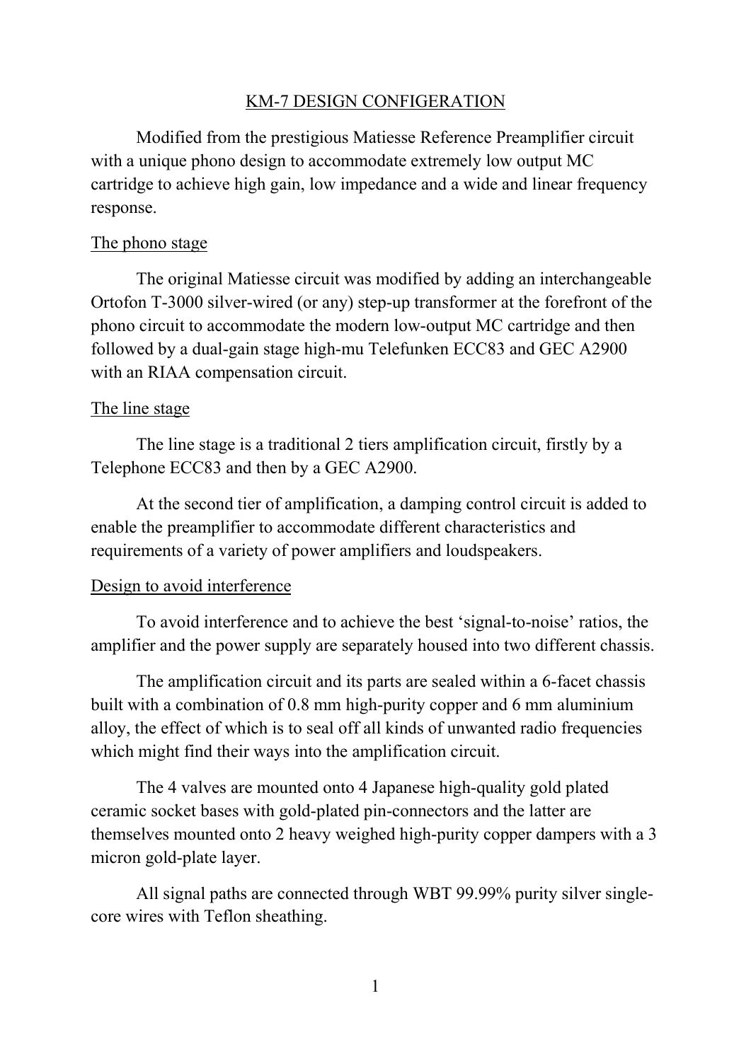# KM-7 DESIGN CONFIGERATION

Modified from the prestigious Matiesse Reference Preamplifier circuit with a unique phono design to accommodate extremely low output MC cartridge to achieve high gain, low impedance and a wide and linear frequency response.

## The phono stage

The original Matiesse circuit was modified by adding an interchangeable Ortofon T-3000 silver-wired (or any) step-up transformer at the forefront of the phono circuit to accommodate the modern low-output MC cartridge and then followed by a dual-gain stage high-mu Telefunken ECC83 and GEC A2900 with an RIAA compensation circuit.

## The line stage

The line stage is a traditional 2 tiers amplification circuit, firstly by a Telephone ECC83 and then by a GEC A2900.

At the second tier of amplification, a damping control circuit is added to enable the preamplifier to accommodate different characteristics and requirements of a variety of power amplifiers and loudspeakers.

## Design to avoid interference

To avoid interference and to achieve the best 'signal-to-noise' ratios, the amplifier and the power supply are separately housed into two different chassis.

The amplification circuit and its parts are sealed within a 6-facet chassis built with a combination of 0.8 mm high-purity copper and 6 mm aluminium alloy, the effect of which is to seal off all kinds of unwanted radio frequencies which might find their ways into the amplification circuit.

The 4 valves are mounted onto 4 Japanese high-quality gold plated ceramic socket bases with gold-plated pin-connectors and the latter are themselves mounted onto 2 heavy weighed high-purity copper dampers with a 3 micron gold-plate layer.

All signal paths are connected through WBT 99.99% purity silver single-core wires with Teflon sheathing.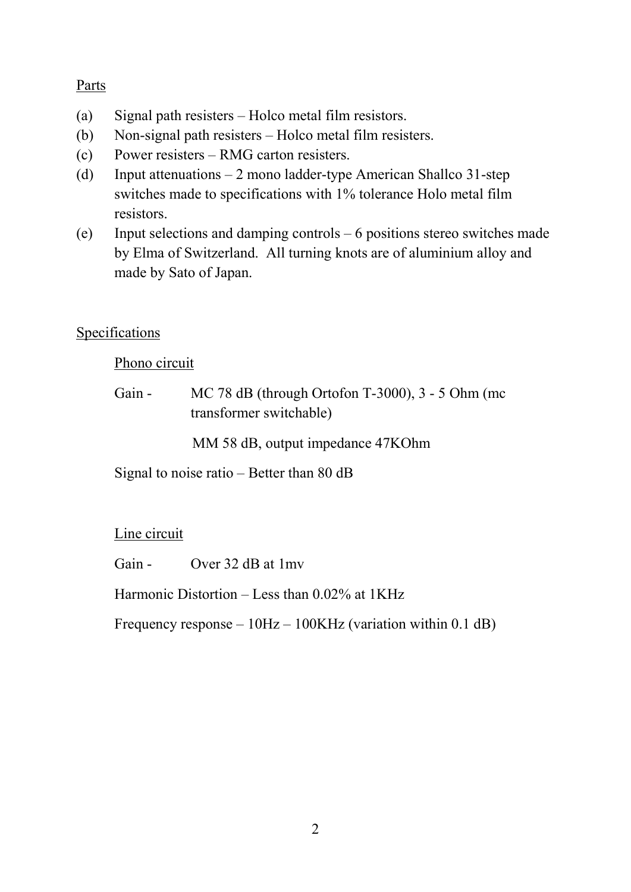Parts

(a) Signal path resisters – Holco metal film resistors.
(b) Non-signal path resisters – Holco metal film resisters.
(c) Power resisters – RMG carton resisters.
(d) Input attenuations – 2 mono ladder-type American Shallco 31-step switches made to specifications with 1% tolerance Holo metal film resistors.
(e) Input selections and damping controls – 6 positions stereo switches made by Elma of Switzerland. All turning knots are of aluminium alloy and made by Sato of Japan.

Specifications

Phono circuit

Gain - MC 78 dB (through Ortofon T-3000), 3 - 5 Ohm (mc transformer switchable)

MM 58 dB, output impedance 47KOhm

Signal to noise ratio – Better than 80 dB

Line circuit

Gain - Over 32 dB at 1mv

Harmonic Distortion – Less than 0.02% at 1KHz

Frequency response – 10Hz – 100KHz (variation within 0.1 dB)